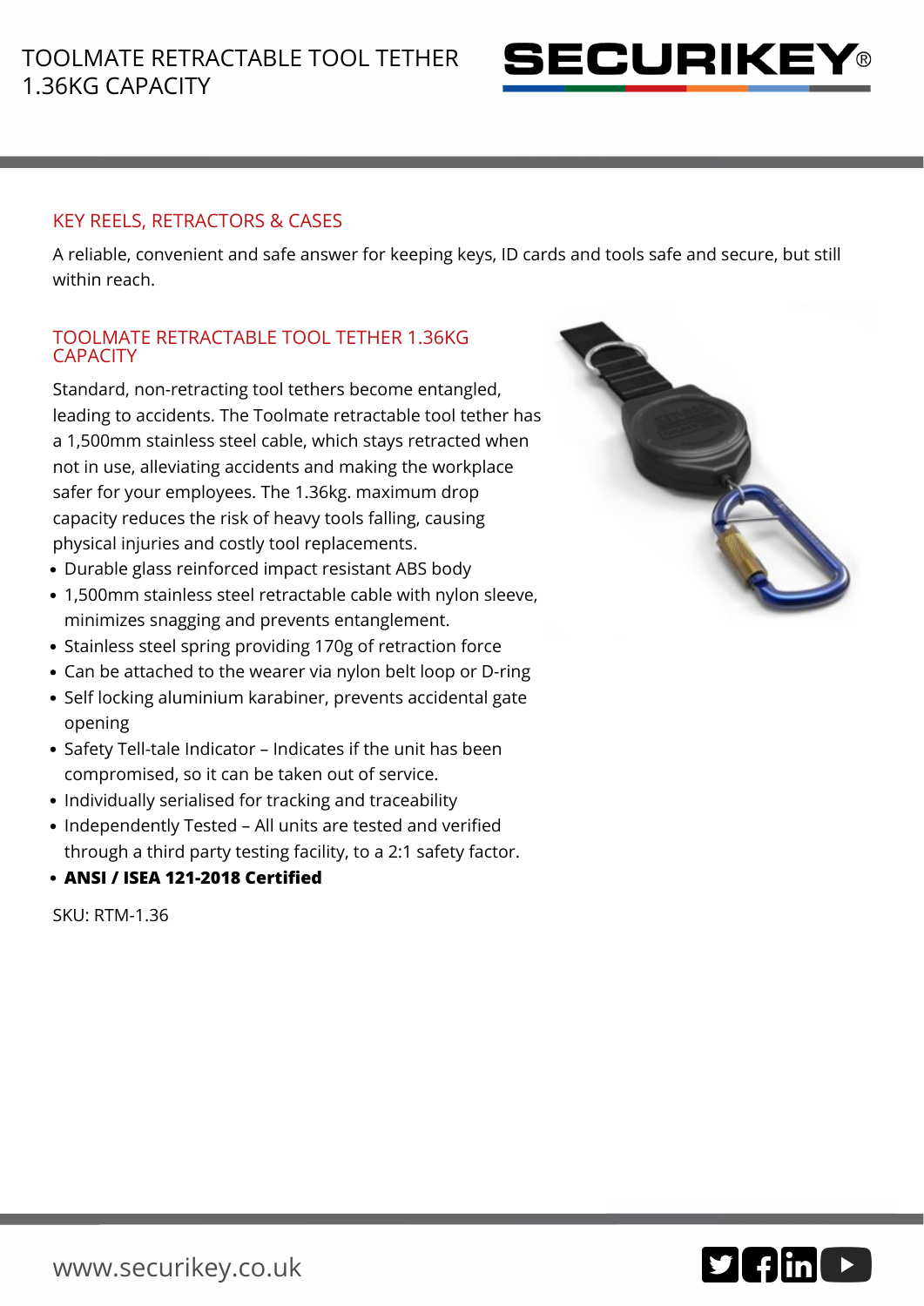# TOOLMATE RETRACTABLE TOOL TETHER 1.36KG CAPACITY

SECURIKEY®

## KEY REELS, RETRACTORS & CASES

A reliable, convenient and safe answer for keeping keys, ID cards and tools safe and secure, but still within reach.

## TOOLMATE RETRACTABLE TOOL TETHER 1.36KG CAPACITY

Standard, non-retracting tool tethers become entangled, leading to accidents. The Toolmate retractable tool tether has a 1,500mm stainless steel cable, which stays retracted when not in use, alleviating accidents and making the workplace safer for your employees. The 1.36kg. maximum drop capacity reduces the risk of heavy tools falling, causing physical injuries and costly tool replacements.

- Durable glass reinforced impact resistant ABS body
- 1,500mm stainless steel retractable cable with nylon sleeve, minimizes snagging and prevents entanglement.
- Stainless steel spring providing 170g of retraction force
- Can be attached to the wearer via nylon belt loop or D-ring
- Self locking aluminium karabiner, prevents accidental gate opening
- Safety Tell-tale Indicator – Indicates if the unit has been compromised, so it can be taken out of service.
- Individually serialised for tracking and traceability
- Independently Tested – All units are tested and verified through a third party testing facility, to a 2:1 safety factor.
- **ANSI / ISEA 121-2018 Certified**

SKU: RTM-1.36

www.securikey.co.uk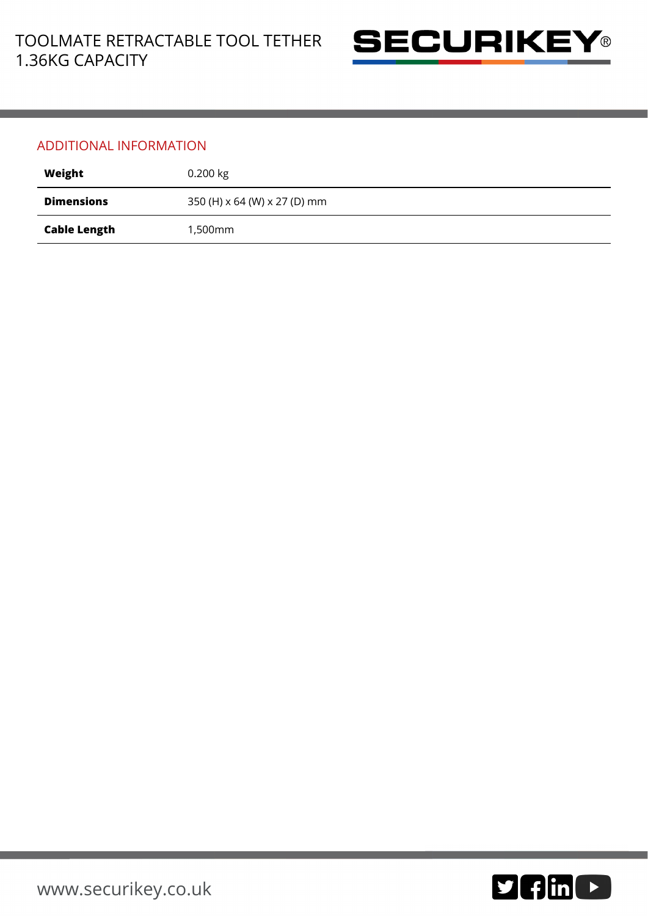## ADDITIONAL INFORMATION

| | |
|---|---|
| **Weight** | 0.200 kg |
| **Dimensions** | 350 (H) x 64 (W) x 27 (D) mm |
| **Cable Length** | 1,500mm |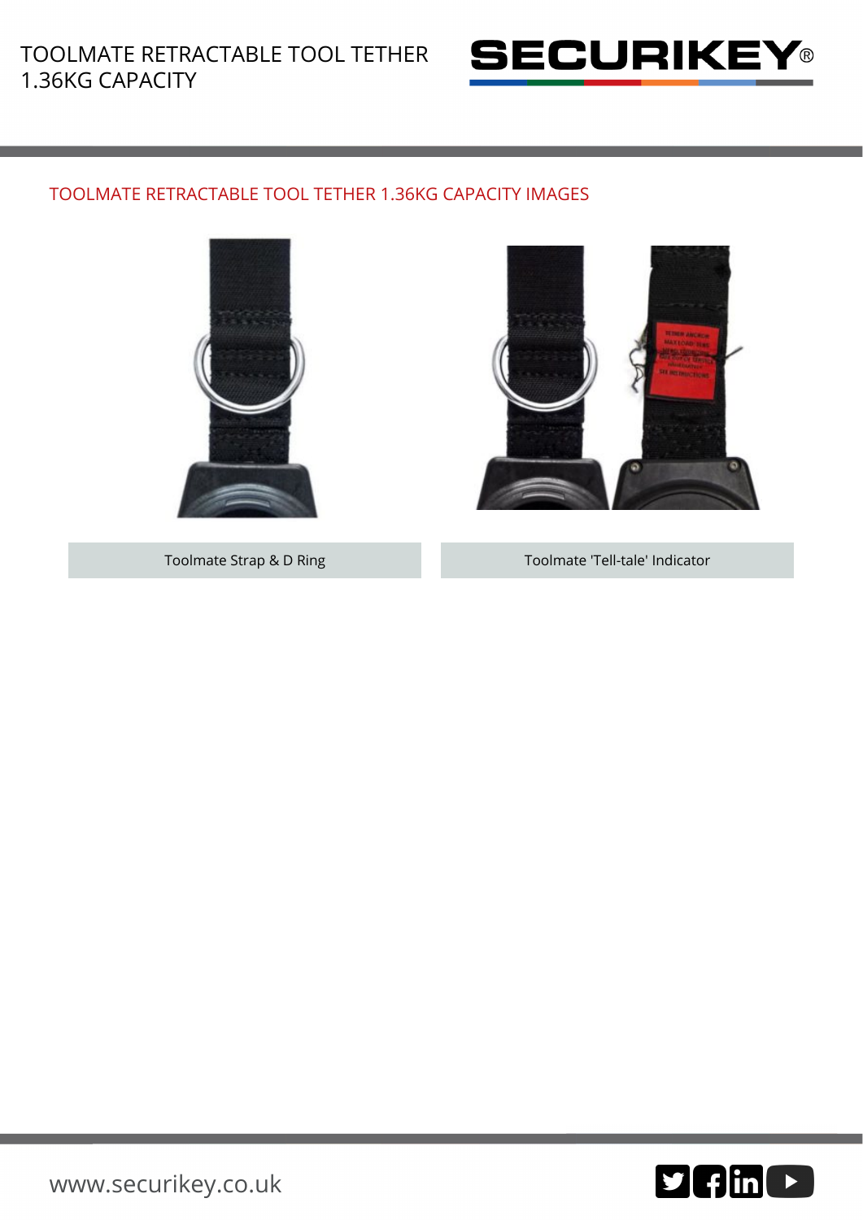TOOLMATE RETRACTABLE TOOL TETHER 1.36KG CAPACITY IMAGES

Toolmate Strap & D Ring

Toolmate 'Tell-tale' Indicator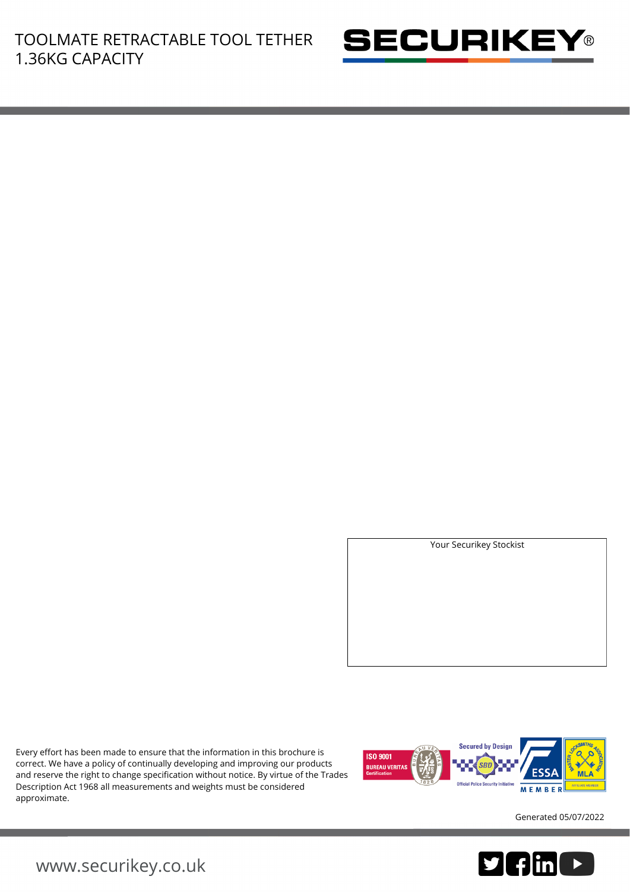# TOOLMATE RETRACTABLE TOOL TETHER 1.36KG CAPACITY

SECURIKEY®

Your Securikey Stockist

Every effort has been made to ensure that the information in this brochure is correct. We have a policy of continually developing and improving our products and reserve the right to change specification without notice. By virtue of the Trades Description Act 1968 all measurements and weights must be considered approximate.

ISO 9001 BUREAU VERITAS Certification

Secured by Design SBD Official Police Security Initiative

ESSA MEMBER

MASTER LOCKSMITHS ASSOCIATION MLA AFFILIATE MEMBER

Generated 05/07/2022

www.securikey.co.uk